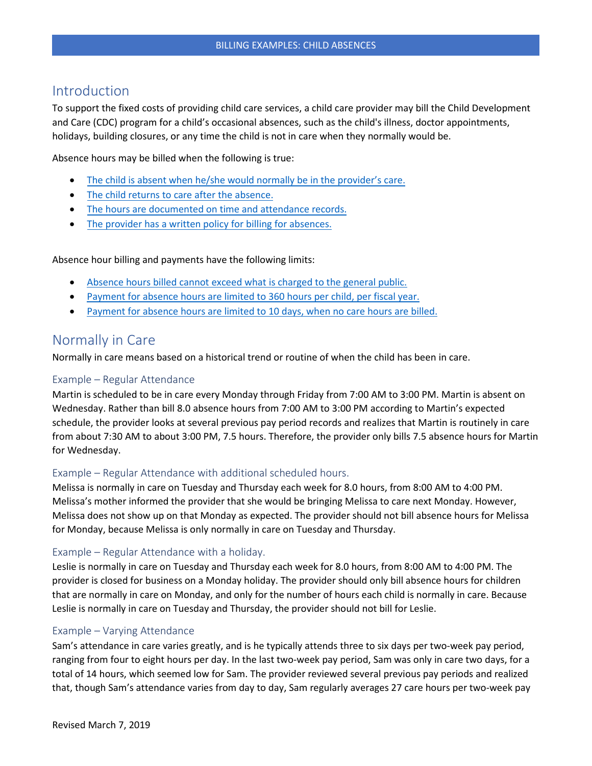## Introduction

To support the fixed costs of providing child care services, a child care provider may bill the Child Development and Care (CDC) program for a child's occasional absences, such as the child's illness, doctor appointments, holidays, building closures, or any time the child is not in care when they normally would be.

Absence hours may be billed when the following is true:

- The child is absent when he/she would normally be in the provider's care.
- The child returns to care after the absence.
- The hours are documented on time and attendance records.
- The provider has a written policy for billing for absences.

Absence hour billing and payments have the following limits:

- Absence hours billed cannot exceed what is charged to the general public.
- Payment for absence hours are limited to 360 hours per child, per fiscal year.
- Payment for absence hours are limited to 10 days, when no care hours are billed.

## Normally in Care

Normally in care means based on a historical trend or routine of when the child has been in care.

### Example – Regular Attendance

Martin is scheduled to be in care every Monday through Friday from 7:00 AM to 3:00 PM. Martin is absent on Wednesday. Rather than bill 8.0 absence hours from 7:00 AM to 3:00 PM according to Martin's expected schedule, the provider looks at several previous pay period records and realizes that Martin is routinely in care from about 7:30 AM to about 3:00 PM, 7.5 hours. Therefore, the provider only bills 7.5 absence hours for Martin for Wednesday.

### Example – Regular Attendance with additional scheduled hours.

Melissa is normally in care on Tuesday and Thursday each week for 8.0 hours, from 8:00 AM to 4:00 PM. Melissa's mother informed the provider that she would be bringing Melissa to care next Monday. However, Melissa does not show up on that Monday as expected. The provider should not bill absence hours for Melissa for Monday, because Melissa is only normally in care on Tuesday and Thursday.

### Example – Regular Attendance with a holiday.

Leslie is normally in care on Tuesday and Thursday each week for 8.0 hours, from 8:00 AM to 4:00 PM. The provider is closed for business on a Monday holiday. The provider should only bill absence hours for children that are normally in care on Monday, and only for the number of hours each child is normally in care. Because Leslie is normally in care on Tuesday and Thursday, the provider should not bill for Leslie.

### Example – Varying Attendance

Sam's attendance in care varies greatly, and is he typically attends three to six days per two-week pay period, ranging from four to eight hours per day. In the last two-week pay period, Sam was only in care two days, for a total of 14 hours, which seemed low for Sam. The provider reviewed several previous pay periods and realized that, though Sam's attendance varies from day to day, Sam regularly averages 27 care hours per two-week pay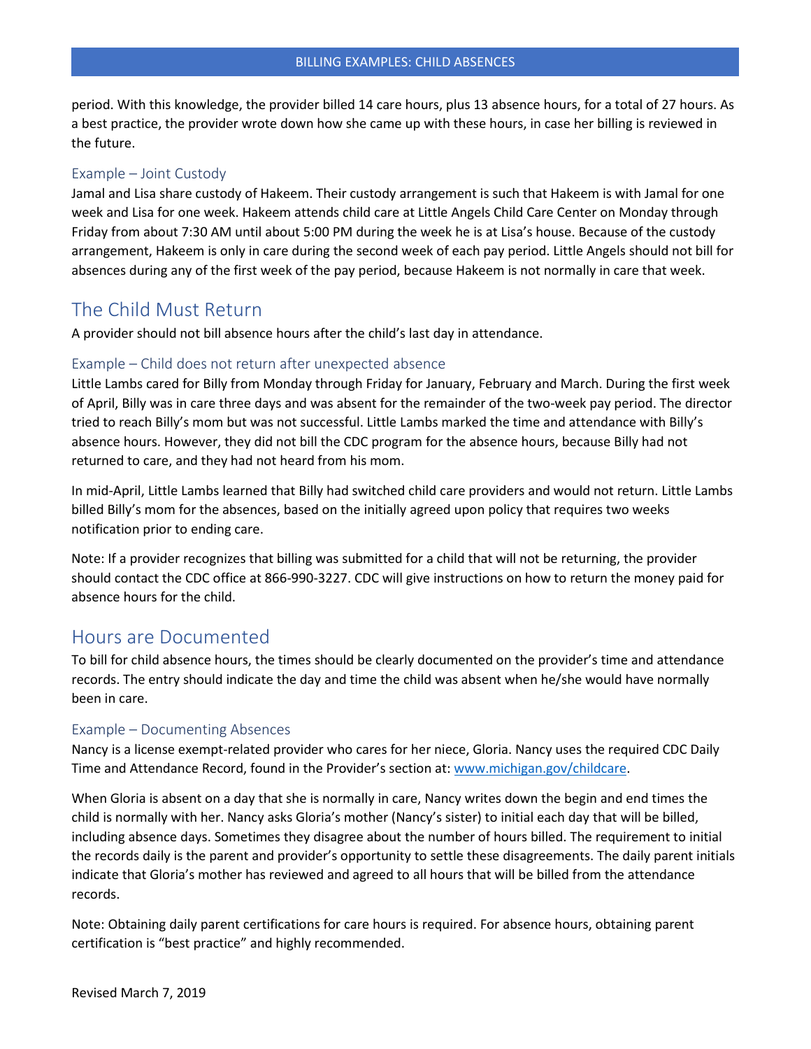period. With this knowledge, the provider billed 14 care hours, plus 13 absence hours, for a total of 27 hours. As a best practice, the provider wrote down how she came up with these hours, in case her billing is reviewed in the future.

### Example – Joint Custody

Jamal and Lisa share custody of Hakeem. Their custody arrangement is such that Hakeem is with Jamal for one week and Lisa for one week. Hakeem attends child care at Little Angels Child Care Center on Monday through Friday from about 7:30 AM until about 5:00 PM during the week he is at Lisa's house. Because of the custody arrangement, Hakeem is only in care during the second week of each pay period. Little Angels should not bill for absences during any of the first week of the pay period, because Hakeem is not normally in care that week.

## The Child Must Return

A provider should not bill absence hours after the child's last day in attendance.

### Example – Child does not return after unexpected absence

Little Lambs cared for Billy from Monday through Friday for January, February and March. During the first week of April, Billy was in care three days and was absent for the remainder of the two-week pay period. The director tried to reach Billy's mom but was not successful. Little Lambs marked the time and attendance with Billy's absence hours. However, they did not bill the CDC program for the absence hours, because Billy had not returned to care, and they had not heard from his mom.

In mid-April, Little Lambs learned that Billy had switched child care providers and would not return. Little Lambs billed Billy's mom for the absences, based on the initially agreed upon policy that requires two weeks notification prior to ending care.

Note: If a provider recognizes that billing was submitted for a child that will not be returning, the provider should contact the CDC office at 866-990-3227. CDC will give instructions on how to return the money paid for absence hours for the child.

## Hours are Documented

To bill for child absence hours, the times should be clearly documented on the provider's time and attendance records. The entry should indicate the day and time the child was absent when he/she would have normally been in care.

### Example – Documenting Absences

Nancy is a license exempt-related provider who cares for her niece, Gloria. Nancy uses the required CDC Daily Time and Attendance Record, found in the Provider's section at: [www.michigan.gov/childcare](www.michigan.gov/childcare).

When Gloria is absent on a day that she is normally in care, Nancy writes down the begin and end times the child is normally with her. Nancy asks Gloria's mother (Nancy's sister) to initial each day that will be billed, including absence days. Sometimes they disagree about the number of hours billed. The requirement to initial the records daily is the parent and provider's opportunity to settle these disagreements. The daily parent initials indicate that Gloria's mother has reviewed and agreed to all hours that will be billed from the attendance records.

Note: Obtaining daily parent certifications for care hours is required. For absence hours, obtaining parent certification is "best practice" and highly recommended.

Revised March 7, 2019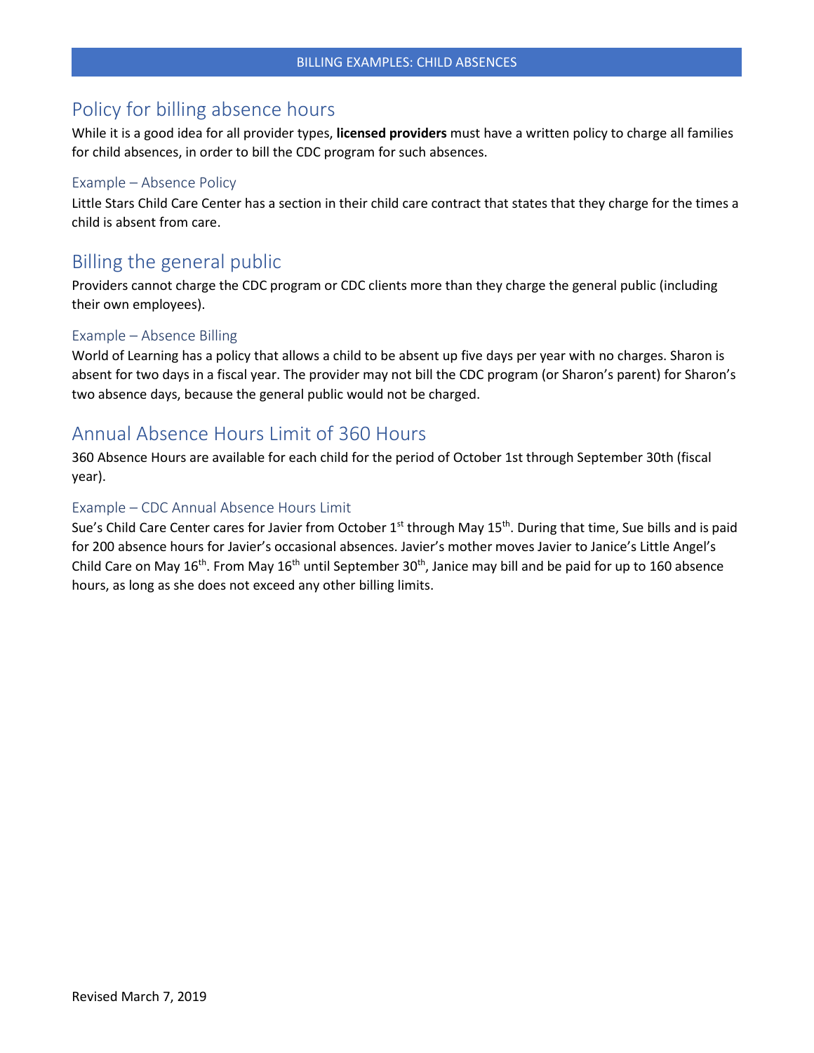## Policy for billing absence hours

While it is a good idea for all provider types, **licensed providers** must have a written policy to charge all families for child absences, in order to bill the CDC program for such absences.

### Example – Absence Policy

Little Stars Child Care Center has a section in their child care contract that states that they charge for the times a child is absent from care.

## Billing the general public

Providers cannot charge the CDC program or CDC clients more than they charge the general public (including their own employees).

### Example – Absence Billing

World of Learning has a policy that allows a child to be absent up five days per year with no charges. Sharon is absent for two days in a fiscal year. The provider may not bill the CDC program (or Sharon's parent) for Sharon's two absence days, because the general public would not be charged.

## Annual Absence Hours Limit of 360 Hours

360 Absence Hours are available for each child for the period of October 1st through September 30th (fiscal year).

### Example – CDC Annual Absence Hours Limit

Sue's Child Care Center cares for Javier from October 1st through May 15th. During that time, Sue bills and is paid for 200 absence hours for Javier's occasional absences. Javier's mother moves Javier to Janice's Little Angel's Child Care on May 16th. From May 16th until September 30th, Janice may bill and be paid for up to 160 absence hours, as long as she does not exceed any other billing limits.

Revised March 7, 2019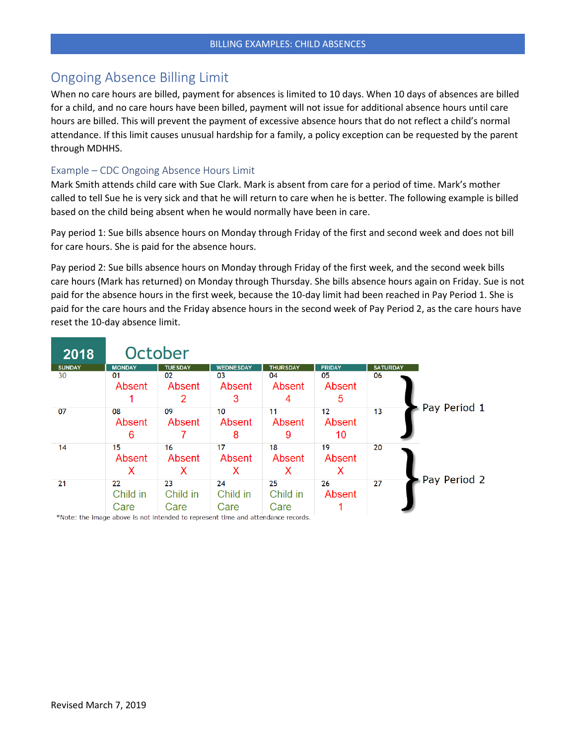BILLING EXAMPLES: CHILD ABSENCES

## Ongoing Absence Billing Limit

When no care hours are billed, payment for absences is limited to 10 days. When 10 days of absences are billed for a child, and no care hours have been billed, payment will not issue for additional absence hours until care hours are billed. This will prevent the payment of excessive absence hours that do not reflect a child's normal attendance. If this limit causes unusual hardship for a family, a policy exception can be requested by the parent through MDHHS.

### Example – CDC Ongoing Absence Hours Limit

Mark Smith attends child care with Sue Clark. Mark is absent from care for a period of time. Mark's mother called to tell Sue he is very sick and that he will return to care when he is better. The following example is billed based on the child being absent when he would normally have been in care.

Pay period 1: Sue bills absence hours on Monday through Friday of the first and second week and does not bill for care hours. She is paid for the absence hours.

Pay period 2: Sue bills absence hours on Monday through Friday of the first week, and the second week bills care hours (Mark has returned) on Monday through Thursday. She bills absence hours again on Friday. Sue is not paid for the absence hours in the first week, because the 10-day limit had been reached in Pay Period 1. She is paid for the care hours and the Friday absence hours in the second week of Pay Period 2, as the care hours have reset the 10-day absence limit.

**2018 October**

| SUNDAY | MONDAY | TUESDAY | WEDNESDAY | THURSDAY | FRIDAY | SATURDAY | |
|---|---|---|---|---|---|---|---|
| 30 | 01 Absent 1 | 02 Absent 2 | 03 Absent 3 | 04 Absent 4 | 05 Absent 5 | 06 | Pay Period 1 |
| 07 | 08 Absent 6 | 09 Absent 7 | 10 Absent 8 | 11 Absent 9 | 12 Absent 10 | 13 | |
| 14 | 15 Absent X | 16 Absent X | 17 Absent X | 18 Absent X | 19 Absent X | 20 | Pay Period 2 |
| 21 | 22 Child in Care | 23 Child in Care | 24 Child in Care | 25 Child in Care | 26 Absent 1 | 27 | |

*Note: the image above is not intended to represent time and attendance records.

Revised March 7, 2019